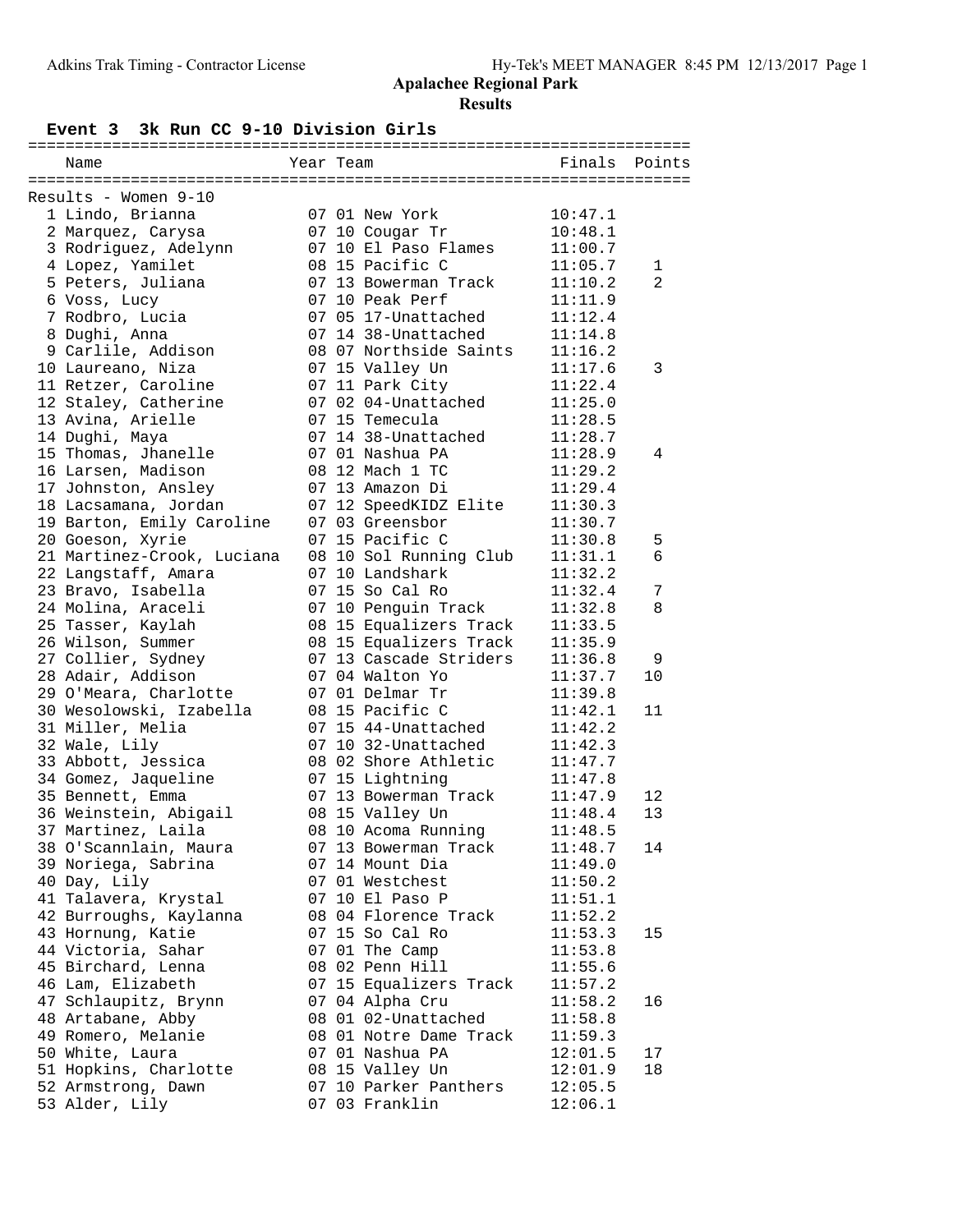# Apalachee Regional Park

## Results

### Event 3 3k Run CC 9-10 Division Girls

Results - Women 9-10

| | Name | Year | Team | Finals | Points |
|---|---|---|---|---|---|
| 1 | Lindo, Brianna | 07 | 01 New York | 10:47.1 | |
| 2 | Marquez, Carysa | 07 | 10 Cougar Tr | 10:48.1 | |
| 3 | Rodriguez, Adelynn | 07 | 10 El Paso Flames | 11:00.7 | |
| 4 | Lopez, Yamilet | 08 | 15 Pacific C | 11:05.7 | 1 |
| 5 | Peters, Juliana | 07 | 13 Bowerman Track | 11:10.2 | 2 |
| 6 | Voss, Lucy | 07 | 10 Peak Perf | 11:11.9 | |
| 7 | Rodbro, Lucia | 07 | 05 17-Unattached | 11:12.4 | |
| 8 | Dughi, Anna | 07 | 14 38-Unattached | 11:14.8 | |
| 9 | Carlile, Addison | 08 | 07 Northside Saints | 11:16.2 | |
| 10 | Laureano, Niza | 07 | 15 Valley Un | 11:17.6 | 3 |
| 11 | Retzer, Caroline | 07 | 11 Park City | 11:22.4 | |
| 12 | Staley, Catherine | 07 | 02 04-Unattached | 11:25.0 | |
| 13 | Avina, Arielle | 07 | 15 Temecula | 11:28.5 | |
| 14 | Dughi, Maya | 07 | 14 38-Unattached | 11:28.7 | |
| 15 | Thomas, Jhanelle | 07 | 01 Nashua PA | 11:28.9 | 4 |
| 16 | Larsen, Madison | 08 | 12 Mach 1 TC | 11:29.2 | |
| 17 | Johnston, Ansley | 07 | 13 Amazon Di | 11:29.4 | |
| 18 | Lacsamana, Jordan | 07 | 12 SpeedKIDZ Elite | 11:30.3 | |
| 19 | Barton, Emily Caroline | 07 | 03 Greensbor | 11:30.7 | |
| 20 | Goeson, Xyrie | 07 | 15 Pacific C | 11:30.8 | 5 |
| 21 | Martinez-Crook, Luciana | 08 | 10 Sol Running Club | 11:31.1 | 6 |
| 22 | Langstaff, Amara | 07 | 10 Landshark | 11:32.2 | |
| 23 | Bravo, Isabella | 07 | 15 So Cal Ro | 11:32.4 | 7 |
| 24 | Molina, Araceli | 07 | 10 Penguin Track | 11:32.8 | 8 |
| 25 | Tasser, Kaylah | 08 | 15 Equalizers Track | 11:33.5 | |
| 26 | Wilson, Summer | 08 | 15 Equalizers Track | 11:35.9 | |
| 27 | Collier, Sydney | 07 | 13 Cascade Striders | 11:36.8 | 9 |
| 28 | Adair, Addison | 07 | 04 Walton Yo | 11:37.7 | 10 |
| 29 | O'Meara, Charlotte | 07 | 01 Delmar Tr | 11:39.8 | |
| 30 | Wesolowski, Izabella | 08 | 15 Pacific C | 11:42.1 | 11 |
| 31 | Miller, Melia | 07 | 15 44-Unattached | 11:42.2 | |
| 32 | Wale, Lily | 07 | 10 32-Unattached | 11:42.3 | |
| 33 | Abbott, Jessica | 08 | 02 Shore Athletic | 11:47.7 | |
| 34 | Gomez, Jaqueline | 07 | 15 Lightning | 11:47.8 | |
| 35 | Bennett, Emma | 07 | 13 Bowerman Track | 11:47.9 | 12 |
| 36 | Weinstein, Abigail | 08 | 15 Valley Un | 11:48.4 | 13 |
| 37 | Martinez, Laila | 08 | 10 Acoma Running | 11:48.5 | |
| 38 | O'Scannlain, Maura | 07 | 13 Bowerman Track | 11:48.7 | 14 |
| 39 | Noriega, Sabrina | 07 | 14 Mount Dia | 11:49.0 | |
| 40 | Day, Lily | 07 | 01 Westchest | 11:50.2 | |
| 41 | Talavera, Krystal | 07 | 10 El Paso P | 11:51.1 | |
| 42 | Burroughs, Kaylanna | 08 | 04 Florence Track | 11:52.2 | |
| 43 | Hornung, Katie | 07 | 15 So Cal Ro | 11:53.3 | 15 |
| 44 | Victoria, Sahar | 07 | 01 The Camp | 11:53.8 | |
| 45 | Birchard, Lenna | 08 | 02 Penn Hill | 11:55.6 | |
| 46 | Lam, Elizabeth | 07 | 15 Equalizers Track | 11:57.2 | |
| 47 | Schlaupitz, Brynn | 07 | 04 Alpha Cru | 11:58.2 | 16 |
| 48 | Artabane, Abby | 08 | 01 02-Unattached | 11:58.8 | |
| 49 | Romero, Melanie | 08 | 01 Notre Dame Track | 11:59.3 | |
| 50 | White, Laura | 07 | 01 Nashua PA | 12:01.5 | 17 |
| 51 | Hopkins, Charlotte | 08 | 15 Valley Un | 12:01.9 | 18 |
| 52 | Armstrong, Dawn | 07 | 10 Parker Panthers | 12:05.5 | |
| 53 | Alder, Lily | 07 | 03 Franklin | 12:06.1 | |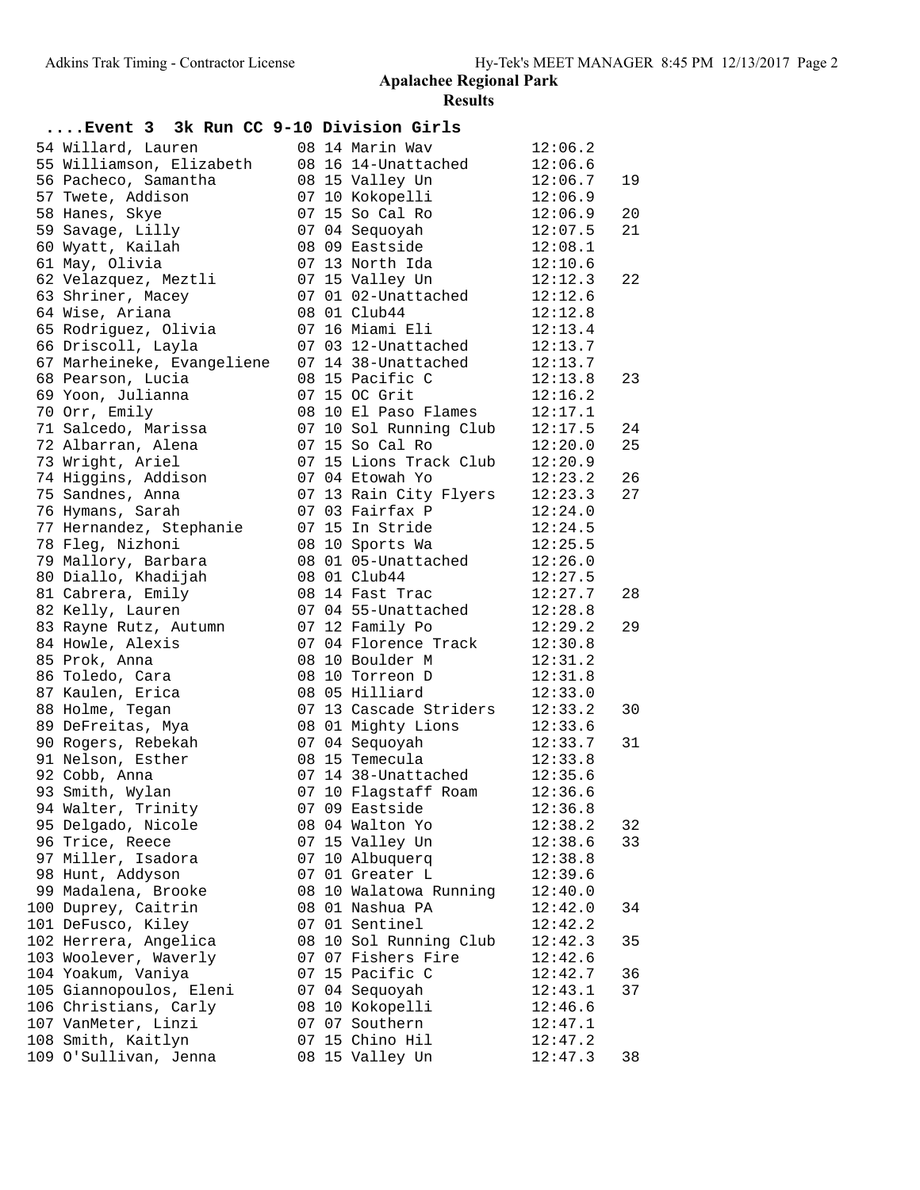**Apalachee Regional Park**

**Results**

## ....Event 3 3k Run CC 9-10 Division Girls

| Place | Name | Year | Age | Team | Time | Points |
|---|---|---|---|---|---|---|
| 54 | Willard, Lauren | 08 | 14 | Marin Wav | 12:06.2 | |
| 55 | Williamson, Elizabeth | 08 | 16 | 14-Unattached | 12:06.6 | |
| 56 | Pacheco, Samantha | 08 | 15 | Valley Un | 12:06.7 | 19 |
| 57 | Twete, Addison | 07 | 10 | Kokopelli | 12:06.9 | |
| 58 | Hanes, Skye | 07 | 15 | So Cal Ro | 12:06.9 | 20 |
| 59 | Savage, Lilly | 07 | 04 | Sequoyah | 12:07.5 | 21 |
| 60 | Wyatt, Kailah | 08 | 09 | Eastside | 12:08.1 | |
| 61 | May, Olivia | 07 | 13 | North Ida | 12:10.6 | |
| 62 | Velazquez, Meztli | 07 | 15 | Valley Un | 12:12.3 | 22 |
| 63 | Shriner, Macey | 07 | 01 | 02-Unattached | 12:12.6 | |
| 64 | Wise, Ariana | 08 | 01 | Club44 | 12:12.8 | |
| 65 | Rodriguez, Olivia | 07 | 16 | Miami Eli | 12:13.4 | |
| 66 | Driscoll, Layla | 07 | 03 | 12-Unattached | 12:13.7 | |
| 67 | Marheineke, Evangeliene | 07 | 14 | 38-Unattached | 12:13.7 | |
| 68 | Pearson, Lucia | 08 | 15 | Pacific C | 12:13.8 | 23 |
| 69 | Yoon, Julianna | 07 | 15 | OC Grit | 12:16.2 | |
| 70 | Orr, Emily | 08 | 10 | El Paso Flames | 12:17.1 | |
| 71 | Salcedo, Marissa | 07 | 10 | Sol Running Club | 12:17.5 | 24 |
| 72 | Albarran, Alena | 07 | 15 | So Cal Ro | 12:20.0 | 25 |
| 73 | Wright, Ariel | 07 | 15 | Lions Track Club | 12:20.9 | |
| 74 | Higgins, Addison | 07 | 04 | Etowah Yo | 12:23.2 | 26 |
| 75 | Sandnes, Anna | 07 | 13 | Rain City Flyers | 12:23.3 | 27 |
| 76 | Hymans, Sarah | 07 | 03 | Fairfax P | 12:24.0 | |
| 77 | Hernandez, Stephanie | 07 | 15 | In Stride | 12:24.5 | |
| 78 | Fleg, Nizhoni | 08 | 10 | Sports Wa | 12:25.5 | |
| 79 | Mallory, Barbara | 08 | 01 | 05-Unattached | 12:26.0 | |
| 80 | Diallo, Khadijah | 08 | 01 | Club44 | 12:27.5 | |
| 81 | Cabrera, Emily | 08 | 14 | Fast Trac | 12:27.7 | 28 |
| 82 | Kelly, Lauren | 07 | 04 | 55-Unattached | 12:28.8 | |
| 83 | Rayne Rutz, Autumn | 07 | 12 | Family Po | 12:29.2 | 29 |
| 84 | Howle, Alexis | 07 | 04 | Florence Track | 12:30.8 | |
| 85 | Prok, Anna | 08 | 10 | Boulder M | 12:31.2 | |
| 86 | Toledo, Cara | 08 | 10 | Torreon D | 12:31.8 | |
| 87 | Kaulen, Erica | 08 | 05 | Hilliard | 12:33.0 | |
| 88 | Holme, Tegan | 07 | 13 | Cascade Striders | 12:33.2 | 30 |
| 89 | DeFreitas, Mya | 08 | 01 | Mighty Lions | 12:33.6 | |
| 90 | Rogers, Rebekah | 07 | 04 | Sequoyah | 12:33.7 | 31 |
| 91 | Nelson, Esther | 08 | 15 | Temecula | 12:33.8 | |
| 92 | Cobb, Anna | 07 | 14 | 38-Unattached | 12:35.6 | |
| 93 | Smith, Wylan | 07 | 10 | Flagstaff Roam | 12:36.6 | |
| 94 | Walter, Trinity | 07 | 09 | Eastside | 12:36.8 | |
| 95 | Delgado, Nicole | 08 | 04 | Walton Yo | 12:38.2 | 32 |
| 96 | Trice, Reece | 07 | 15 | Valley Un | 12:38.6 | 33 |
| 97 | Miller, Isadora | 07 | 10 | Albuquerq | 12:38.8 | |
| 98 | Hunt, Addyson | 07 | 01 | Greater L | 12:39.6 | |
| 99 | Madalena, Brooke | 08 | 10 | Walatowa Running | 12:40.0 | |
| 100 | Duprey, Caitrin | 08 | 01 | Nashua PA | 12:42.0 | 34 |
| 101 | DeFusco, Kiley | 07 | 01 | Sentinel | 12:42.2 | |
| 102 | Herrera, Angelica | 08 | 10 | Sol Running Club | 12:42.3 | 35 |
| 103 | Woolever, Waverly | 07 | 07 | Fishers Fire | 12:42.6 | |
| 104 | Yoakum, Vaniya | 07 | 15 | Pacific C | 12:42.7 | 36 |
| 105 | Giannopoulos, Eleni | 07 | 04 | Sequoyah | 12:43.1 | 37 |
| 106 | Christians, Carly | 08 | 10 | Kokopelli | 12:46.6 | |
| 107 | VanMeter, Linzi | 07 | 07 | Southern | 12:47.1 | |
| 108 | Smith, Kaitlyn | 07 | 15 | Chino Hil | 12:47.2 | |
| 109 | O'Sullivan, Jenna | 08 | 15 | Valley Un | 12:47.3 | 38 |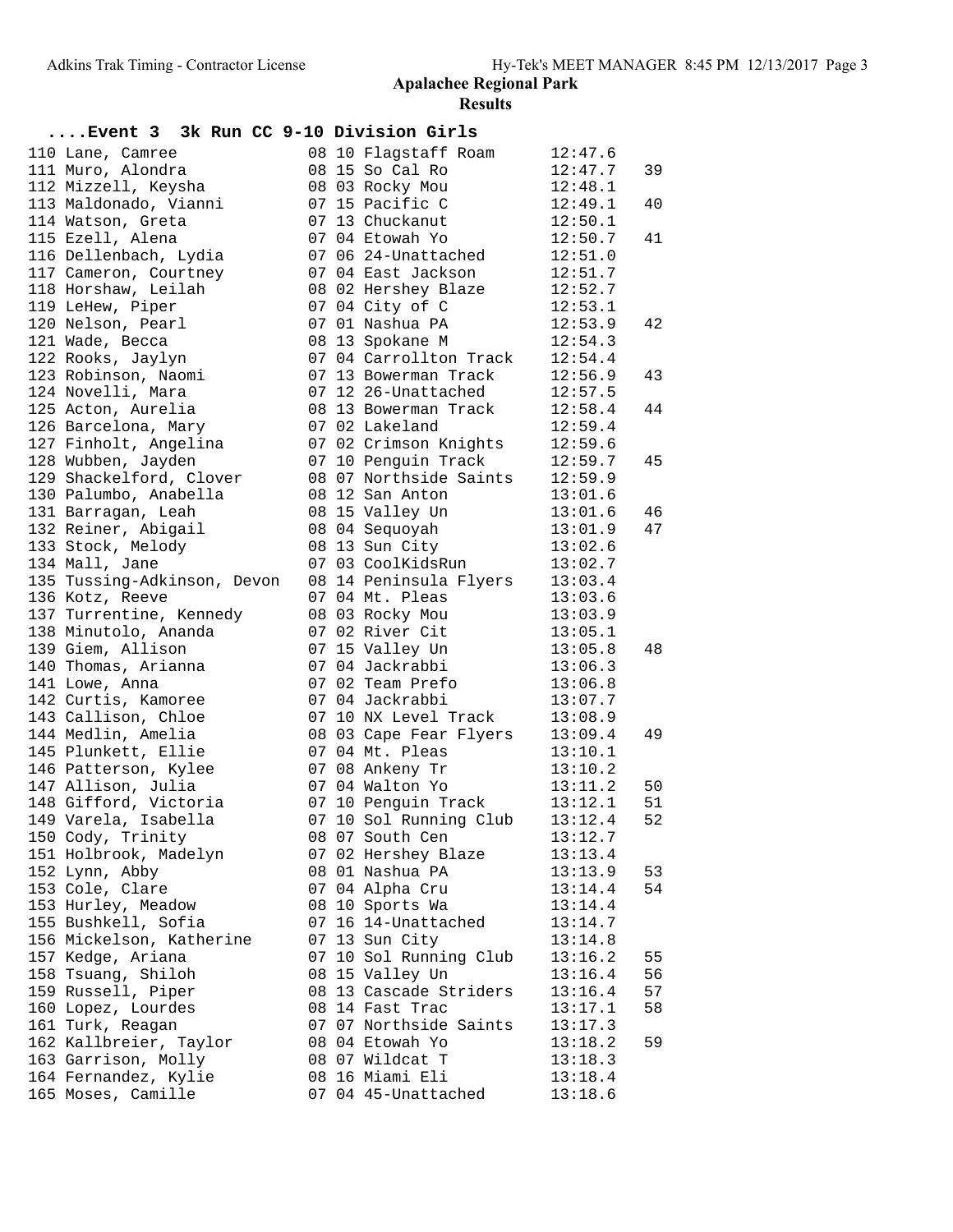# Apalachee Regional Park

## Results

### ....Event 3 3k Run CC 9-10 Division Girls

| Place | Name | Age | Grade | Team | Time | Points |
|---|---|---|---|---|---|---|
| 110 | Lane, Camree | 08 | 10 | Flagstaff Roam | 12:47.6 | |
| 111 | Muro, Alondra | 08 | 15 | So Cal Ro | 12:47.7 | 39 |
| 112 | Mizzell, Keysha | 08 | 03 | Rocky Mou | 12:48.1 | |
| 113 | Maldonado, Vianni | 07 | 15 | Pacific C | 12:49.1 | 40 |
| 114 | Watson, Greta | 07 | 13 | Chuckanut | 12:50.1 | |
| 115 | Ezell, Alena | 07 | 04 | Etowah Yo | 12:50.7 | 41 |
| 116 | Dellenbach, Lydia | 07 | 06 | 24-Unattached | 12:51.0 | |
| 117 | Cameron, Courtney | 07 | 04 | East Jackson | 12:51.7 | |
| 118 | Horshaw, Leilah | 08 | 02 | Hershey Blaze | 12:52.7 | |
| 119 | LeHew, Piper | 07 | 04 | City of C | 12:53.1 | |
| 120 | Nelson, Pearl | 07 | 01 | Nashua PA | 12:53.9 | 42 |
| 121 | Wade, Becca | 08 | 13 | Spokane M | 12:54.3 | |
| 122 | Rooks, Jaylyn | 07 | 04 | Carrollton Track | 12:54.4 | |
| 123 | Robinson, Naomi | 07 | 13 | Bowerman Track | 12:56.9 | 43 |
| 124 | Novelli, Mara | 07 | 12 | 26-Unattached | 12:57.5 | |
| 125 | Acton, Aurelia | 08 | 13 | Bowerman Track | 12:58.4 | 44 |
| 126 | Barcelona, Mary | 07 | 02 | Lakeland | 12:59.4 | |
| 127 | Finholt, Angelina | 07 | 02 | Crimson Knights | 12:59.6 | |
| 128 | Wubben, Jayden | 07 | 10 | Penguin Track | 12:59.7 | 45 |
| 129 | Shackelford, Clover | 08 | 07 | Northside Saints | 12:59.9 | |
| 130 | Palumbo, Anabella | 08 | 12 | San Anton | 13:01.6 | |
| 131 | Barragan, Leah | 08 | 15 | Valley Un | 13:01.6 | 46 |
| 132 | Reiner, Abigail | 08 | 04 | Sequoyah | 13:01.9 | 47 |
| 133 | Stock, Melody | 08 | 13 | Sun City | 13:02.6 | |
| 134 | Mall, Jane | 07 | 03 | CoolKidsRun | 13:02.7 | |
| 135 | Tussing-Adkinson, Devon | 08 | 14 | Peninsula Flyers | 13:03.4 | |
| 136 | Kotz, Reeve | 07 | 04 | Mt. Pleas | 13:03.6 | |
| 137 | Turrentine, Kennedy | 08 | 03 | Rocky Mou | 13:03.9 | |
| 138 | Minutolo, Ananda | 07 | 02 | River Cit | 13:05.1 | |
| 139 | Giem, Allison | 07 | 15 | Valley Un | 13:05.8 | 48 |
| 140 | Thomas, Arianna | 07 | 04 | Jackrabbi | 13:06.3 | |
| 141 | Lowe, Anna | 07 | 02 | Team Prefo | 13:06.8 | |
| 142 | Curtis, Kamoree | 07 | 04 | Jackrabbi | 13:07.7 | |
| 143 | Callison, Chloe | 07 | 10 | NX Level Track | 13:08.9 | |
| 144 | Medlin, Amelia | 08 | 03 | Cape Fear Flyers | 13:09.4 | 49 |
| 145 | Plunkett, Ellie | 07 | 04 | Mt. Pleas | 13:10.1 | |
| 146 | Patterson, Kylee | 07 | 08 | Ankeny Tr | 13:10.2 | |
| 147 | Allison, Julia | 07 | 04 | Walton Yo | 13:11.2 | 50 |
| 148 | Gifford, Victoria | 07 | 10 | Penguin Track | 13:12.1 | 51 |
| 149 | Varela, Isabella | 07 | 10 | Sol Running Club | 13:12.4 | 52 |
| 150 | Cody, Trinity | 08 | 07 | South Cen | 13:12.7 | |
| 151 | Holbrook, Madelyn | 07 | 02 | Hershey Blaze | 13:13.4 | |
| 152 | Lynn, Abby | 08 | 01 | Nashua PA | 13:13.9 | 53 |
| 153 | Cole, Clare | 07 | 04 | Alpha Cru | 13:14.4 | 54 |
| 153 | Hurley, Meadow | 08 | 10 | Sports Wa | 13:14.4 | |
| 155 | Bushkell, Sofia | 07 | 16 | 14-Unattached | 13:14.7 | |
| 156 | Mickelson, Katherine | 07 | 13 | Sun City | 13:14.8 | |
| 157 | Kedge, Ariana | 07 | 10 | Sol Running Club | 13:16.2 | 55 |
| 158 | Tsuang, Shiloh | 08 | 15 | Valley Un | 13:16.4 | 56 |
| 159 | Russell, Piper | 08 | 13 | Cascade Striders | 13:16.4 | 57 |
| 160 | Lopez, Lourdes | 08 | 14 | Fast Trac | 13:17.1 | 58 |
| 161 | Turk, Reagan | 07 | 07 | Northside Saints | 13:17.3 | |
| 162 | Kallbreier, Taylor | 08 | 04 | Etowah Yo | 13:18.2 | 59 |
| 163 | Garrison, Molly | 08 | 07 | Wildcat T | 13:18.3 | |
| 164 | Fernandez, Kylie | 08 | 16 | Miami Eli | 13:18.4 | |
| 165 | Moses, Camille | 07 | 04 | 45-Unattached | 13:18.6 | |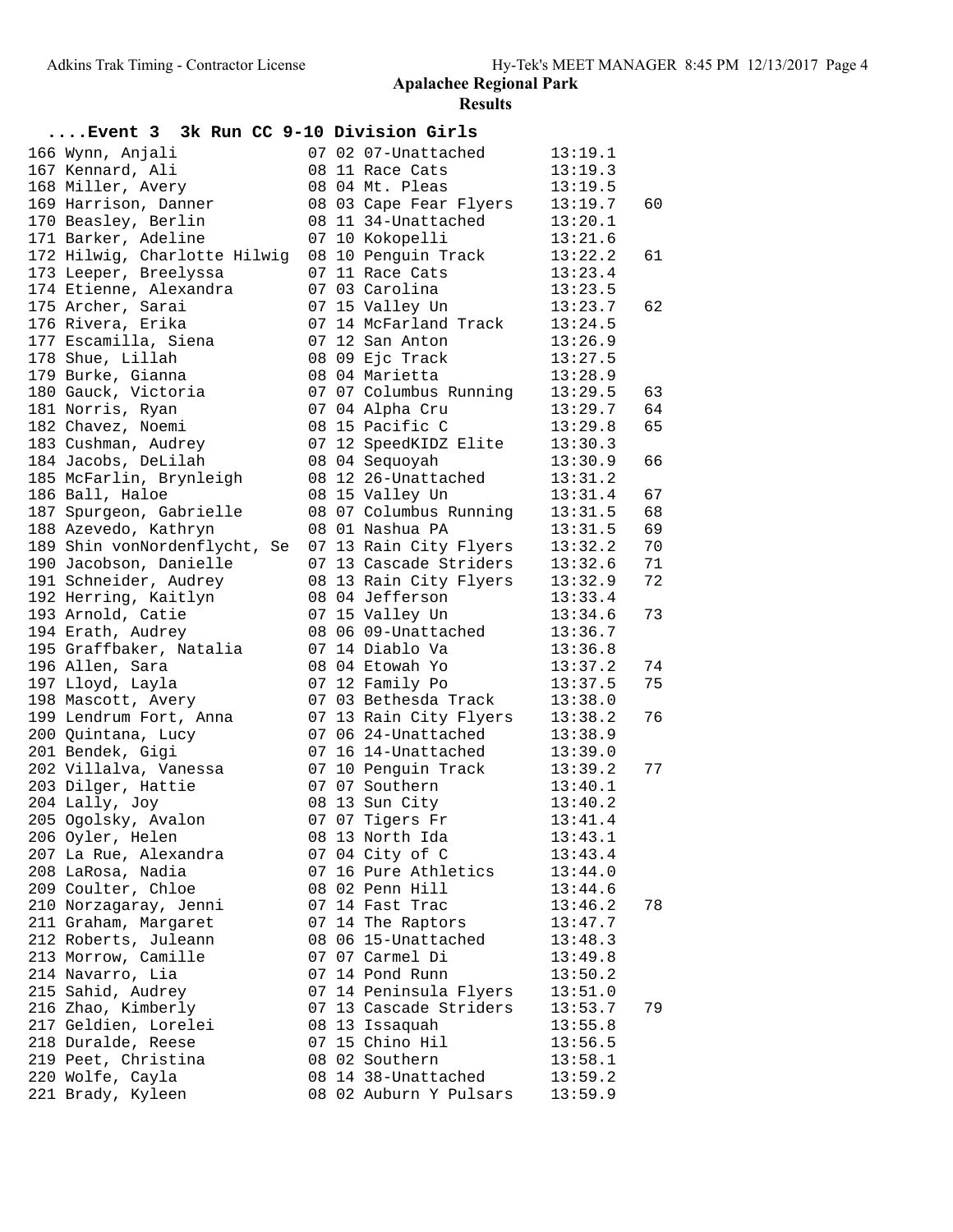## Apalachee Regional Park

### Results

### ....Event 3 3k Run CC 9-10 Division Girls

| Place | Name | Age | Grade | Team | Time | Points |
|---|---|---|---|---|---|---|
| 166 | Wynn, Anjali | 07 | 02 | 07-Unattached | 13:19.1 | |
| 167 | Kennard, Ali | 08 | 11 | Race Cats | 13:19.3 | |
| 168 | Miller, Avery | 08 | 04 | Mt. Pleas | 13:19.5 | |
| 169 | Harrison, Danner | 08 | 03 | Cape Fear Flyers | 13:19.7 | 60 |
| 170 | Beasley, Berlin | 08 | 11 | 34-Unattached | 13:20.1 | |
| 171 | Barker, Adeline | 07 | 10 | Kokopelli | 13:21.6 | |
| 172 | Hilwig, Charlotte Hilwig | 08 | 10 | Penguin Track | 13:22.2 | 61 |
| 173 | Leeper, Breelyssa | 07 | 11 | Race Cats | 13:23.4 | |
| 174 | Etienne, Alexandra | 07 | 03 | Carolina | 13:23.5 | |
| 175 | Archer, Sarai | 07 | 15 | Valley Un | 13:23.7 | 62 |
| 176 | Rivera, Erika | 07 | 14 | McFarland Track | 13:24.5 | |
| 177 | Escamilla, Siena | 07 | 12 | San Anton | 13:26.9 | |
| 178 | Shue, Lillah | 08 | 09 | Ejc Track | 13:27.5 | |
| 179 | Burke, Gianna | 08 | 04 | Marietta | 13:28.9 | |
| 180 | Gauck, Victoria | 07 | 07 | Columbus Running | 13:29.5 | 63 |
| 181 | Norris, Ryan | 07 | 04 | Alpha Cru | 13:29.7 | 64 |
| 182 | Chavez, Noemi | 08 | 15 | Pacific C | 13:29.8 | 65 |
| 183 | Cushman, Audrey | 07 | 12 | SpeedKIDZ Elite | 13:30.3 | |
| 184 | Jacobs, DeLilah | 08 | 04 | Sequoyah | 13:30.9 | 66 |
| 185 | McFarlin, Brynleigh | 08 | 12 | 26-Unattached | 13:31.2 | |
| 186 | Ball, Haloe | 08 | 15 | Valley Un | 13:31.4 | 67 |
| 187 | Spurgeon, Gabrielle | 08 | 07 | Columbus Running | 13:31.5 | 68 |
| 188 | Azevedo, Kathryn | 08 | 01 | Nashua PA | 13:31.5 | 69 |
| 189 | Shin vonNordenflycht, Se | 07 | 13 | Rain City Flyers | 13:32.2 | 70 |
| 190 | Jacobson, Danielle | 07 | 13 | Cascade Striders | 13:32.6 | 71 |
| 191 | Schneider, Audrey | 08 | 13 | Rain City Flyers | 13:32.9 | 72 |
| 192 | Herring, Kaitlyn | 08 | 04 | Jefferson | 13:33.4 | |
| 193 | Arnold, Catie | 07 | 15 | Valley Un | 13:34.6 | 73 |
| 194 | Erath, Audrey | 08 | 06 | 09-Unattached | 13:36.7 | |
| 195 | Graffbaker, Natalia | 07 | 14 | Diablo Va | 13:36.8 | |
| 196 | Allen, Sara | 08 | 04 | Etowah Yo | 13:37.2 | 74 |
| 197 | Lloyd, Layla | 07 | 12 | Family Po | 13:37.5 | 75 |
| 198 | Mascott, Avery | 07 | 03 | Bethesda Track | 13:38.0 | |
| 199 | Lendrum Fort, Anna | 07 | 13 | Rain City Flyers | 13:38.2 | 76 |
| 200 | Quintana, Lucy | 07 | 06 | 24-Unattached | 13:38.9 | |
| 201 | Bendek, Gigi | 07 | 16 | 14-Unattached | 13:39.0 | |
| 202 | Villalva, Vanessa | 07 | 10 | Penguin Track | 13:39.2 | 77 |
| 203 | Dilger, Hattie | 07 | 07 | Southern | 13:40.1 | |
| 204 | Lally, Joy | 08 | 13 | Sun City | 13:40.2 | |
| 205 | Ogolsky, Avalon | 07 | 07 | Tigers Fr | 13:41.4 | |
| 206 | Oyler, Helen | 08 | 13 | North Ida | 13:43.1 | |
| 207 | La Rue, Alexandra | 07 | 04 | City of C | 13:43.4 | |
| 208 | LaRosa, Nadia | 07 | 16 | Pure Athletics | 13:44.0 | |
| 209 | Coulter, Chloe | 08 | 02 | Penn Hill | 13:44.6 | |
| 210 | Norzagaray, Jenni | 07 | 14 | Fast Trac | 13:46.2 | 78 |
| 211 | Graham, Margaret | 07 | 14 | The Raptors | 13:47.7 | |
| 212 | Roberts, Juleann | 08 | 06 | 15-Unattached | 13:48.3 | |
| 213 | Morrow, Camille | 07 | 07 | Carmel Di | 13:49.8 | |
| 214 | Navarro, Lia | 07 | 14 | Pond Runn | 13:50.2 | |
| 215 | Sahid, Audrey | 07 | 14 | Peninsula Flyers | 13:51.0 | |
| 216 | Zhao, Kimberly | 07 | 13 | Cascade Striders | 13:53.7 | 79 |
| 217 | Geldien, Lorelei | 08 | 13 | Issaquah | 13:55.8 | |
| 218 | Duralde, Reese | 07 | 15 | Chino Hil | 13:56.5 | |
| 219 | Peet, Christina | 08 | 02 | Southern | 13:58.1 | |
| 220 | Wolfe, Cayla | 08 | 14 | 38-Unattached | 13:59.2 | |
| 221 | Brady, Kyleen | 08 | 02 | Auburn Y Pulsars | 13:59.9 | |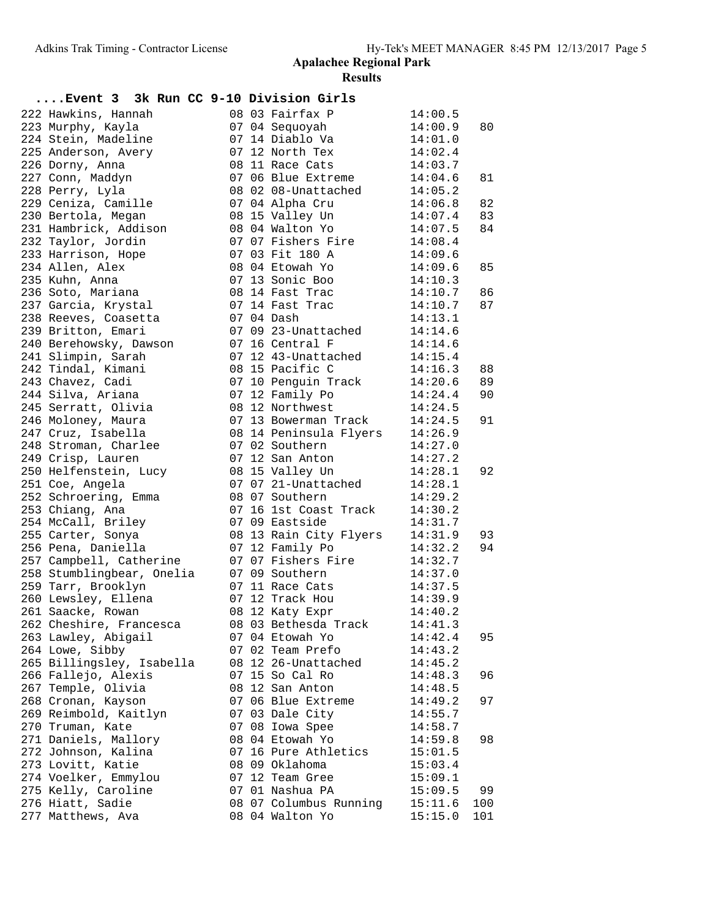## Apalachee Regional Park

### Results

**....Event 3 3k Run CC 9-10 Division Girls**

| Place | Name | Age | Region | Team | Time | Points |
|---|---|---|---|---|---|---|
| 222 | Hawkins, Hannah | 08 | 03 | Fairfax P | 14:00.5 | |
| 223 | Murphy, Kayla | 07 | 04 | Sequoyah | 14:00.9 | 80 |
| 224 | Stein, Madeline | 07 | 14 | Diablo Va | 14:01.0 | |
| 225 | Anderson, Avery | 07 | 12 | North Tex | 14:02.4 | |
| 226 | Dorny, Anna | 08 | 11 | Race Cats | 14:03.7 | |
| 227 | Conn, Maddyn | 07 | 06 | Blue Extreme | 14:04.6 | 81 |
| 228 | Perry, Lyla | 08 | 02 | 08-Unattached | 14:05.2 | |
| 229 | Ceniza, Camille | 07 | 04 | Alpha Cru | 14:06.8 | 82 |
| 230 | Bertola, Megan | 08 | 15 | Valley Un | 14:07.4 | 83 |
| 231 | Hambrick, Addison | 08 | 04 | Walton Yo | 14:07.5 | 84 |
| 232 | Taylor, Jordin | 07 | 07 | Fishers Fire | 14:08.4 | |
| 233 | Harrison, Hope | 07 | 03 | Fit 180 A | 14:09.6 | |
| 234 | Allen, Alex | 08 | 04 | Etowah Yo | 14:09.6 | 85 |
| 235 | Kuhn, Anna | 07 | 13 | Sonic Boo | 14:10.3 | |
| 236 | Soto, Mariana | 08 | 14 | Fast Trac | 14:10.7 | 86 |
| 237 | Garcia, Krystal | 07 | 14 | Fast Trac | 14:10.7 | 87 |
| 238 | Reeves, Coasetta | 07 | 04 | Dash | 14:13.1 | |
| 239 | Britton, Emari | 07 | 09 | 23-Unattached | 14:14.6 | |
| 240 | Berehowsky, Dawson | 07 | 16 | Central F | 14:14.6 | |
| 241 | Slimpin, Sarah | 07 | 12 | 43-Unattached | 14:15.4 | |
| 242 | Tindal, Kimani | 08 | 15 | Pacific C | 14:16.3 | 88 |
| 243 | Chavez, Cadi | 07 | 10 | Penguin Track | 14:20.6 | 89 |
| 244 | Silva, Ariana | 07 | 12 | Family Po | 14:24.4 | 90 |
| 245 | Serratt, Olivia | 08 | 12 | Northwest | 14:24.5 | |
| 246 | Moloney, Maura | 07 | 13 | Bowerman Track | 14:24.5 | 91 |
| 247 | Cruz, Isabella | 08 | 14 | Peninsula Flyers | 14:26.9 | |
| 248 | Stroman, Charlee | 07 | 02 | Southern | 14:27.0 | |
| 249 | Crisp, Lauren | 07 | 12 | San Anton | 14:27.2 | |
| 250 | Helfenstein, Lucy | 08 | 15 | Valley Un | 14:28.1 | 92 |
| 251 | Coe, Angela | 07 | 07 | 21-Unattached | 14:28.1 | |
| 252 | Schroering, Emma | 08 | 07 | Southern | 14:29.2 | |
| 253 | Chiang, Ana | 07 | 16 | 1st Coast Track | 14:30.2 | |
| 254 | McCall, Briley | 07 | 09 | Eastside | 14:31.7 | |
| 255 | Carter, Sonya | 08 | 13 | Rain City Flyers | 14:31.9 | 93 |
| 256 | Pena, Daniella | 07 | 12 | Family Po | 14:32.2 | 94 |
| 257 | Campbell, Catherine | 07 | 07 | Fishers Fire | 14:32.7 | |
| 258 | Stumblingbear, Onelia | 07 | 09 | Southern | 14:37.0 | |
| 259 | Tarr, Brooklyn | 07 | 11 | Race Cats | 14:37.5 | |
| 260 | Lewsley, Ellena | 07 | 12 | Track Hou | 14:39.9 | |
| 261 | Saacke, Rowan | 08 | 12 | Katy Expr | 14:40.2 | |
| 262 | Cheshire, Francesca | 08 | 03 | Bethesda Track | 14:41.3 | |
| 263 | Lawley, Abigail | 07 | 04 | Etowah Yo | 14:42.4 | 95 |
| 264 | Lowe, Sibby | 07 | 02 | Team Prefo | 14:43.2 | |
| 265 | Billingsley, Isabella | 08 | 12 | 26-Unattached | 14:45.2 | |
| 266 | Fallejo, Alexis | 07 | 15 | So Cal Ro | 14:48.3 | 96 |
| 267 | Temple, Olivia | 08 | 12 | San Anton | 14:48.5 | |
| 268 | Cronan, Kayson | 07 | 06 | Blue Extreme | 14:49.2 | 97 |
| 269 | Reimbold, Kaitlyn | 07 | 03 | Dale City | 14:55.7 | |
| 270 | Truman, Kate | 07 | 08 | Iowa Spee | 14:58.7 | |
| 271 | Daniels, Mallory | 08 | 04 | Etowah Yo | 14:59.8 | 98 |
| 272 | Johnson, Kalina | 07 | 16 | Pure Athletics | 15:01.5 | |
| 273 | Lovitt, Katie | 08 | 09 | Oklahoma | 15:03.4 | |
| 274 | Voelker, Emmylou | 07 | 12 | Team Gree | 15:09.1 | |
| 275 | Kelly, Caroline | 07 | 01 | Nashua PA | 15:09.5 | 99 |
| 276 | Hiatt, Sadie | 08 | 07 | Columbus Running | 15:11.6 | 100 |
| 277 | Matthews, Ava | 08 | 04 | Walton Yo | 15:15.0 | 101 |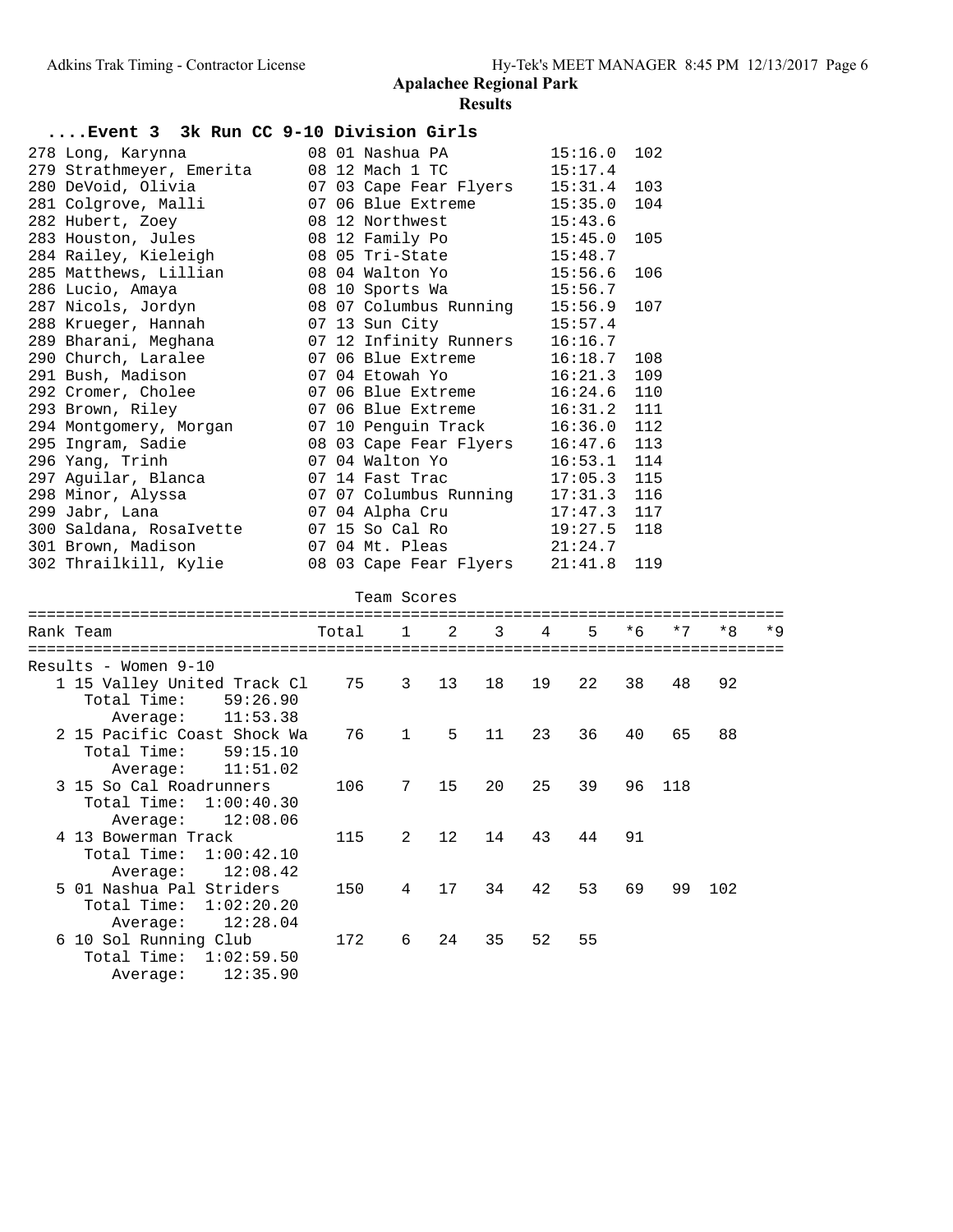## Apalachee Regional Park

### Results

#### ....Event 3 3k Run CC 9-10 Division Girls

| Place | Name | Year | Team | Time | Points |
|---|---|---|---|---|---|
| 278 | Long, Karynna | 08 | 01 Nashua PA | 15:16.0 | 102 |
| 279 | Strathmeyer, Emerita | 08 | 12 Mach 1 TC | 15:17.4 | |
| 280 | DeVoid, Olivia | 07 | 03 Cape Fear Flyers | 15:31.4 | 103 |
| 281 | Colgrove, Malli | 07 | 06 Blue Extreme | 15:35.0 | 104 |
| 282 | Hubert, Zoey | 08 | 12 Northwest | 15:43.6 | |
| 283 | Houston, Jules | 08 | 12 Family Po | 15:45.0 | 105 |
| 284 | Railey, Kieleigh | 08 | 05 Tri-State | 15:48.7 | |
| 285 | Matthews, Lillian | 08 | 04 Walton Yo | 15:56.6 | 106 |
| 286 | Lucio, Amaya | 08 | 10 Sports Wa | 15:56.7 | |
| 287 | Nicols, Jordyn | 08 | 07 Columbus Running | 15:56.9 | 107 |
| 288 | Krueger, Hannah | 07 | 13 Sun City | 15:57.4 | |
| 289 | Bharani, Meghana | 07 | 12 Infinity Runners | 16:16.7 | |
| 290 | Church, Laralee | 07 | 06 Blue Extreme | 16:18.7 | 108 |
| 291 | Bush, Madison | 07 | 04 Etowah Yo | 16:21.3 | 109 |
| 292 | Cromer, Cholee | 07 | 06 Blue Extreme | 16:24.6 | 110 |
| 293 | Brown, Riley | 07 | 06 Blue Extreme | 16:31.2 | 111 |
| 294 | Montgomery, Morgan | 07 | 10 Penguin Track | 16:36.0 | 112 |
| 295 | Ingram, Sadie | 08 | 03 Cape Fear Flyers | 16:47.6 | 113 |
| 296 | Yang, Trinh | 07 | 04 Walton Yo | 16:53.1 | 114 |
| 297 | Aguilar, Blanca | 07 | 14 Fast Trac | 17:05.3 | 115 |
| 298 | Minor, Alyssa | 07 | 07 Columbus Running | 17:31.3 | 116 |
| 299 | Jabr, Lana | 07 | 04 Alpha Cru | 17:47.3 | 117 |
| 300 | Saldana, RosaIvette | 07 | 15 So Cal Ro | 19:27.5 | 118 |
| 301 | Brown, Madison | 07 | 04 Mt. Pleas | 21:24.7 | |
| 302 | Thrailkill, Kylie | 08 | 03 Cape Fear Flyers | 21:41.8 | 119 |

#### Team Scores

Results - Women 9-10

| Rank | Team | Total | 1 | 2 | 3 | 4 | 5 | *6 | *7 | *8 | *9 |
|---|---|---|---|---|---|---|---|---|---|---|---|
| 1 | 15 Valley United Track Cl | 75 | 3 | 13 | 18 | 19 | 22 | 38 | 48 | 92 | |
| | Total Time: 59:26.90 | | | | | | | | | | |
| | Average: 11:53.38 | | | | | | | | | | |
| 2 | 15 Pacific Coast Shock Wa | 76 | 1 | 5 | 11 | 23 | 36 | 40 | 65 | 88 | |
| | Total Time: 59:15.10 | | | | | | | | | | |
| | Average: 11:51.02 | | | | | | | | | | |
| 3 | 15 So Cal Roadrunners | 106 | 7 | 15 | 20 | 25 | 39 | 96 | 118 | | |
| | Total Time: 1:00:40.30 | | | | | | | | | | |
| | Average: 12:08.06 | | | | | | | | | | |
| 4 | 13 Bowerman Track | 115 | 2 | 12 | 14 | 43 | 44 | 91 | | | |
| | Total Time: 1:00:42.10 | | | | | | | | | | |
| | Average: 12:08.42 | | | | | | | | | | |
| 5 | 01 Nashua Pal Striders | 150 | 4 | 17 | 34 | 42 | 53 | 69 | 99 | 102 | |
| | Total Time: 1:02:20.20 | | | | | | | | | | |
| | Average: 12:28.04 | | | | | | | | | | |
| 6 | 10 Sol Running Club | 172 | 6 | 24 | 35 | 52 | 55 | | | | |
| | Total Time: 1:02:59.50 | | | | | | | | | | |
| | Average: 12:35.90 | | | | | | | | | | |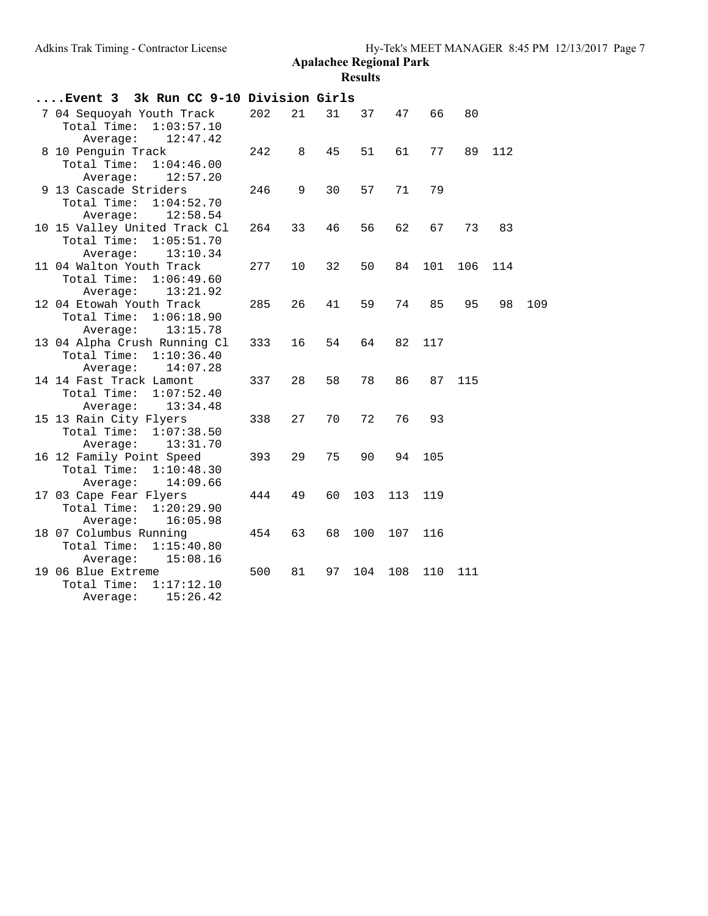## Apalachee Regional Park

### Results

**....Event 3 3k Run CC 9-10 Division Girls**

```
 7 04 Sequoyah Youth Track     202   21   31   37   47   66   80
     Total Time:  1:03:57.10
        Average:    12:47.42
 8 10 Penguin Track            242    8   45   51   61   77   89  112
     Total Time:  1:04:46.00
        Average:    12:57.20
 9 13 Cascade Striders         246    9   30   57   71   79
     Total Time:  1:04:52.70
        Average:    12:58.54
10 15 Valley United Track Cl   264   33   46   56   62   67   73   83
     Total Time:  1:05:51.70
        Average:    13:10.34
11 04 Walton Youth Track       277   10   32   50   84  101  106  114
     Total Time:  1:06:49.60
        Average:    13:21.92
12 04 Etowah Youth Track       285   26   41   59   74   85   95   98  109
     Total Time:  1:06:18.90
        Average:    13:15.78
13 04 Alpha Crush Running Cl   333   16   54   64   82  117
     Total Time:  1:10:36.40
        Average:    14:07.28
14 14 Fast Track Lamont        337   28   58   78   86   87  115
     Total Time:  1:07:52.40
        Average:    13:34.48
15 13 Rain City Flyers         338   27   70   72   76   93
     Total Time:  1:07:38.50
        Average:    13:31.70
16 12 Family Point Speed       393   29   75   90   94  105
     Total Time:  1:10:48.30
        Average:    14:09.66
17 03 Cape Fear Flyers         444   49   60  103  113  119
     Total Time:  1:20:29.90
        Average:    16:05.98
18 07 Columbus Running         454   63   68  100  107  116
     Total Time:  1:15:40.80
        Average:    15:08.16
19 06 Blue Extreme             500   81   97  104  108  110  111
     Total Time:  1:17:12.10
        Average:    15:26.42
```